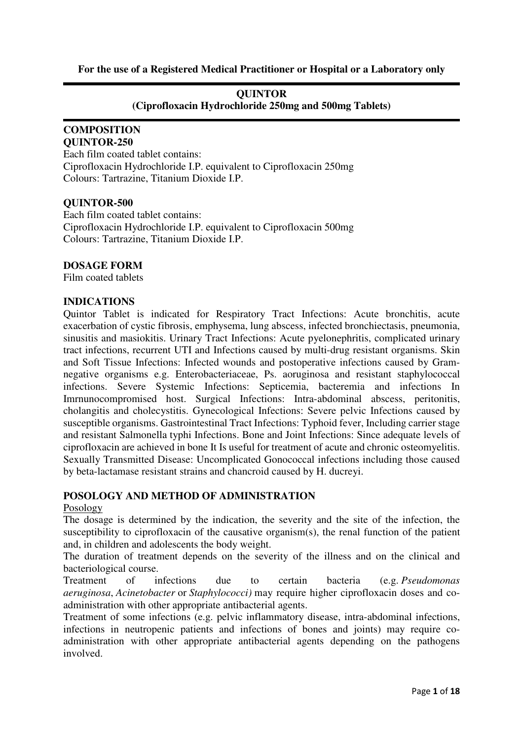**For the use of a Registered Medical Practitioner or Hospital or a Laboratory only**

# QUINTOR
## (Ciprofloxacin Hydrochloride 250mg and 500mg Tablets)

## COMPOSITION

**QUINTOR-250**

Each film coated tablet contains:
Ciprofloxacin Hydrochloride I.P. equivalent to Ciprofloxacin 250mg
Colours: Tartrazine, Titanium Dioxide I.P.

**QUINTOR-500**

Each film coated tablet contains:
Ciprofloxacin Hydrochloride I.P. equivalent to Ciprofloxacin 500mg
Colours: Tartrazine, Titanium Dioxide I.P.

## DOSAGE FORM

Film coated tablets

## INDICATIONS

Quintor Tablet is indicated for Respiratory Tract Infections: Acute bronchitis, acute exacerbation of cystic fibrosis, emphysema, lung abscess, infected bronchiectasis, pneumonia, sinusitis and masiokitis. Urinary Tract Infections: Acute pyelonephritis, complicated urinary tract infections, recurrent UTI and Infections caused by multi-drug resistant organisms. Skin and Soft Tissue Infections: Infected wounds and postoperative infections caused by Gram-negative organisms e.g. Enterobacteriaceae, Ps. aoruginosa and resistant staphylococcal infections. Severe Systemic Infections: Septicemia, bacteremia and infections In Imrnunocompromised host. Surgical Infections: Intra-abdominal abscess, peritonitis, cholangitis and cholecystitis. Gynecological Infections: Severe pelvic Infections caused by susceptible organisms. Gastrointestinal Tract Infections: Typhoid fever, Including carrier stage and resistant Salmonella typhi Infections. Bone and Joint Infections: Since adequate levels of ciprofloxacin are achieved in bone It Is useful for treatment of acute and chronic osteomyelitis. Sexually Transmitted Disease: Uncomplicated Gonococcal infections including those caused by beta-lactamase resistant strains and chancroid caused by H. ducreyi.

## POSOLOGY AND METHOD OF ADMINISTRATION

Posology

The dosage is determined by the indication, the severity and the site of the infection, the susceptibility to ciprofloxacin of the causative organism(s), the renal function of the patient and, in children and adolescents the body weight.

The duration of treatment depends on the severity of the illness and on the clinical and bacteriological course.

Treatment of infections due to certain bacteria (e.g. *Pseudomonas aeruginosa*, *Acinetobacter* or *Staphylococci)* may require higher ciprofloxacin doses and co-administration with other appropriate antibacterial agents.

Treatment of some infections (e.g. pelvic inflammatory disease, intra-abdominal infections, infections in neutropenic patients and infections of bones and joints) may require co-administration with other appropriate antibacterial agents depending on the pathogens involved.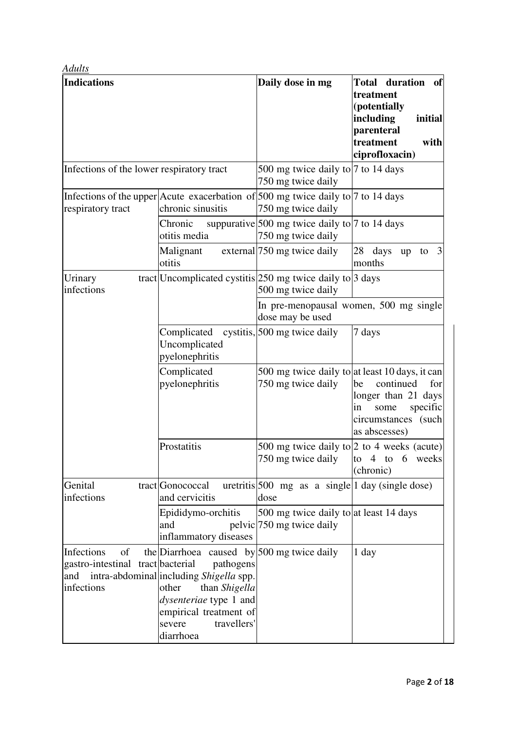*Adults*

| **Indications** | | **Daily dose in mg** | **Total duration of treatment (potentially including initial parenteral treatment with ciprofloxacin)** |
|---|---|---|---|
| Infections of the lower respiratory tract | | 500 mg twice daily to 750 mg twice daily | 7 to 14 days |
| Infections of the upper respiratory tract | Acute exacerbation of chronic sinusitis | 500 mg twice daily to 750 mg twice daily | 7 to 14 days |
| | Chronic suppurative otitis media | 500 mg twice daily to 750 mg twice daily | 7 to 14 days |
| | Malignant external otitis | 750 mg twice daily | 28 days up to 3 months |
| Urinary tract infections | Uncomplicated cystitis | 250 mg twice daily to 500 mg twice daily | 3 days |
| | | In pre-menopausal women, 500 mg single dose may be used | |
| | Complicated cystitis, Uncomplicated pyelonephritis | 500 mg twice daily | 7 days |
| | Complicated pyelonephritis | 500 mg twice daily to 750 mg twice daily | at least 10 days, it can be continued for longer than 21 days in some specific circumstances (such as abscesses) |
| | Prostatitis | 500 mg twice daily to 750 mg twice daily | 2 to 4 weeks (acute) to 4 to 6 weeks (chronic) |
| Genital tract infections | Gonococcal uretritis and cervicitis | 500 mg as a single dose | 1 day (single dose) |
| | Epididymo-orchitis and pelvic inflammatory diseases | 500 mg twice daily to 750 mg twice daily | at least 14 days |
| Infections of the gastro-intestinal tract and intra-abdominal infections | Diarrhoea caused by bacterial pathogens including *Shigella* spp. other than *Shigella dysenteriae* type 1 and empirical treatment of severe travellers' diarrhoea | 500 mg twice daily | 1 day |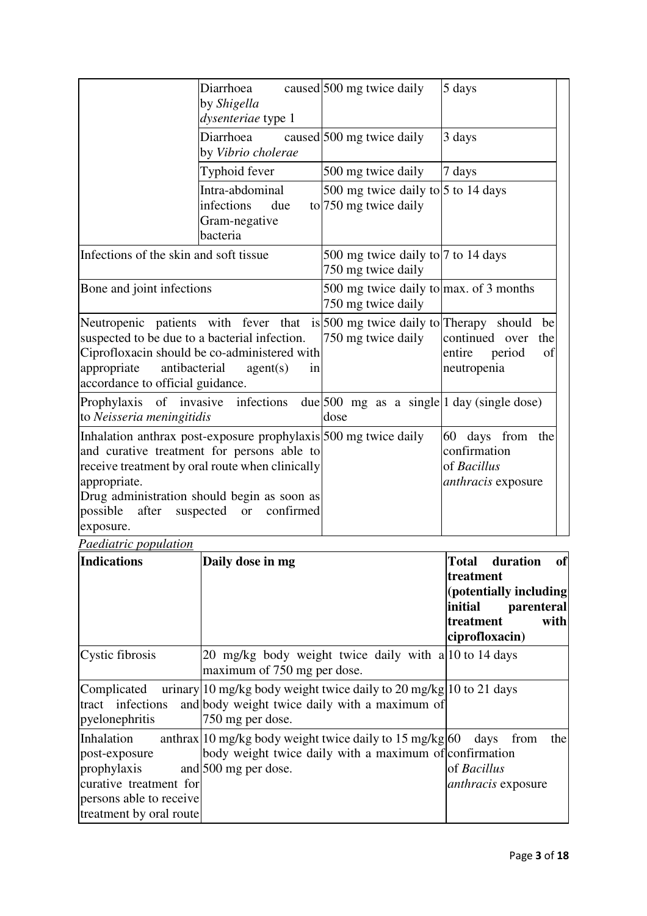| | | | |
|---|---|---|---|
| | Diarrhoea caused by *Shigella dysenteriae* type 1 | 500 mg twice daily | 5 days |
| | Diarrhoea caused by *Vibrio cholerae* | 500 mg twice daily | 3 days |
| | Typhoid fever | 500 mg twice daily | 7 days |
| | Intra-abdominal infections due to Gram-negative bacteria | 500 mg twice daily to 750 mg twice daily | 5 to 14 days |
| Infections of the skin and soft tissue | | 500 mg twice daily to 750 mg twice daily | 7 to 14 days |
| Bone and joint infections | | 500 mg twice daily to 750 mg twice daily | max. of 3 months |
| Neutropenic patients with fever that is suspected to be due to a bacterial infection. Ciprofloxacin should be co-administered with appropriate antibacterial agent(s) in accordance to official guidance. | | 500 mg twice daily to 750 mg twice daily | Therapy should be continued over the entire period of neutropenia |
| Prophylaxis of invasive infections due to *Neisseria meningitidis* | | 500 mg as a single dose | 1 day (single dose) |
| Inhalation anthrax post-exposure prophylaxis and curative treatment for persons able to receive treatment by oral route when clinically appropriate. Drug administration should begin as soon as possible after suspected or confirmed exposure. | | 500 mg twice daily | 60 days from the confirmation of *Bacillus anthracis* exposure |

*Paediatric population*

| Indications | Daily dose in mg | Total duration of treatment (potentially including initial parenteral treatment with ciprofloxacin) |
|---|---|---|
| Cystic fibrosis | 20 mg/kg body weight twice daily with a maximum of 750 mg per dose. | 10 to 14 days |
| Complicated urinary tract infections and pyelonephritis | 10 mg/kg body weight twice daily to 20 mg/kg body weight twice daily with a maximum of 750 mg per dose. | 10 to 21 days |
| Inhalation anthrax post-exposure prophylaxis and curative treatment for persons able to receive treatment by oral route | 10 mg/kg body weight twice daily to 15 mg/kg body weight twice daily with a maximum of 500 mg per dose. | 60 days from the confirmation of *Bacillus anthracis* exposure |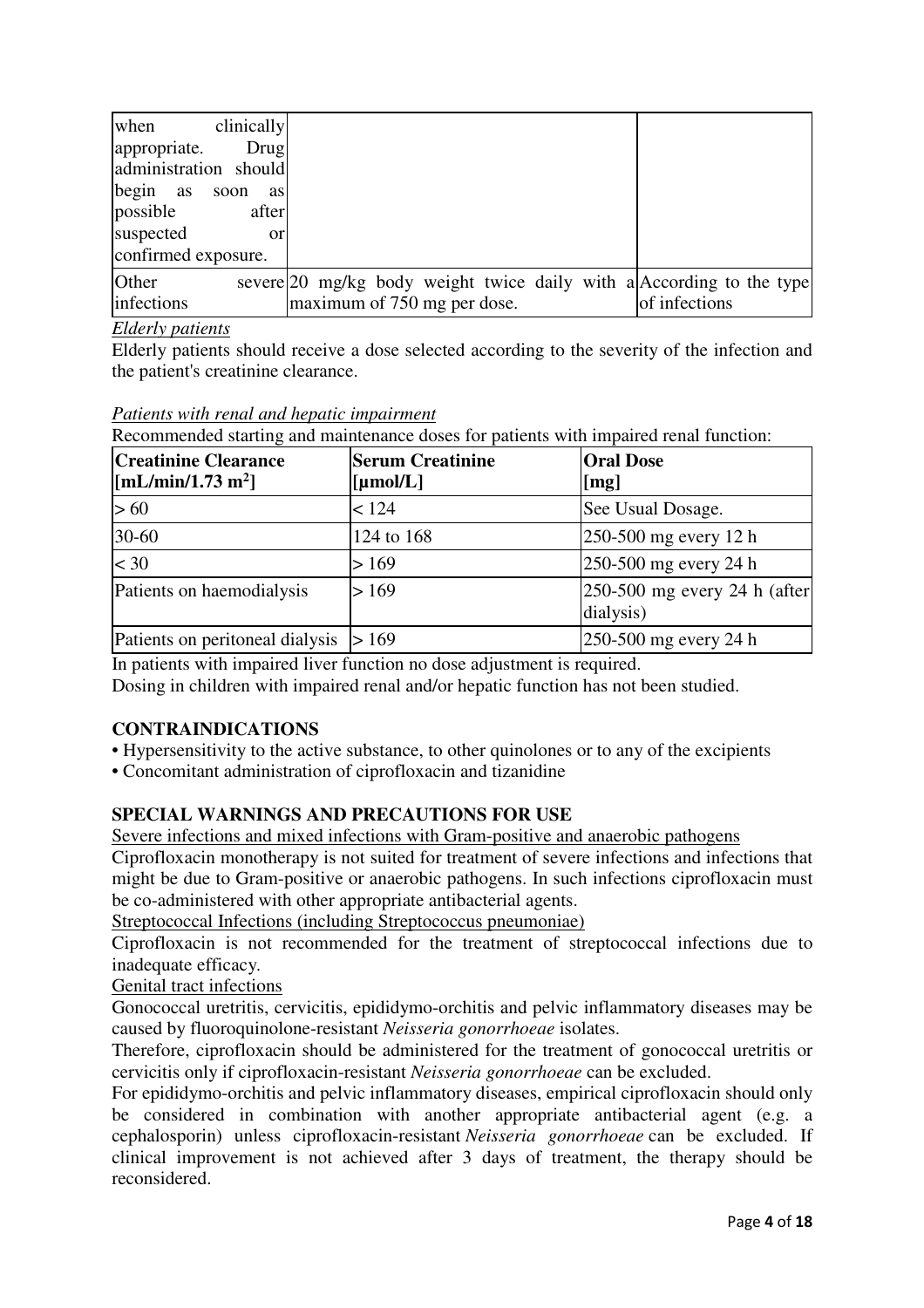| when clinically appropriate. Drug administration should begin as soon as possible after suspected or confirmed exposure. | | |
|---|---|---|
| Other severe infections | 20 mg/kg body weight twice daily with a maximum of 750 mg per dose. | According to the type of infections |

*Elderly patients*

Elderly patients should receive a dose selected according to the severity of the infection and the patient's creatinine clearance.

*Patients with renal and hepatic impairment*

Recommended starting and maintenance doses for patients with impaired renal function:

| **Creatinine Clearance [mL/min/1.73 m$^2$]** | **Serum Creatinine [µmol/L]** | **Oral Dose [mg]** |
|---|---|---|
| > 60 | < 124 | See Usual Dosage. |
| 30-60 | 124 to 168 | 250-500 mg every 12 h |
| < 30 | > 169 | 250-500 mg every 24 h |
| Patients on haemodialysis | > 169 | 250-500 mg every 24 h (after dialysis) |
| Patients on peritoneal dialysis | > 169 | 250-500 mg every 24 h |

In patients with impaired liver function no dose adjustment is required.

Dosing in children with impaired renal and/or hepatic function has not been studied.

## CONTRAINDICATIONS

- Hypersensitivity to the active substance, to other quinolones or to any of the excipients
- Concomitant administration of ciprofloxacin and tizanidine

## SPECIAL WARNINGS AND PRECAUTIONS FOR USE

Severe infections and mixed infections with Gram-positive and anaerobic pathogens

Ciprofloxacin monotherapy is not suited for treatment of severe infections and infections that might be due to Gram-positive or anaerobic pathogens. In such infections ciprofloxacin must be co-administered with other appropriate antibacterial agents.

Streptococcal Infections (including Streptococcus pneumoniae)

Ciprofloxacin is not recommended for the treatment of streptococcal infections due to inadequate efficacy.

Genital tract infections

Gonococcal uretritis, cervicitis, epididymo-orchitis and pelvic inflammatory diseases may be caused by fluoroquinolone-resistant *Neisseria gonorrhoeae* isolates.

Therefore, ciprofloxacin should be administered for the treatment of gonococcal uretritis or cervicitis only if ciprofloxacin-resistant *Neisseria gonorrhoeae* can be excluded.

For epididymo-orchitis and pelvic inflammatory diseases, empirical ciprofloxacin should only be considered in combination with another appropriate antibacterial agent (e.g. a cephalosporin) unless ciprofloxacin-resistant *Neisseria gonorrhoeae* can be excluded. If clinical improvement is not achieved after 3 days of treatment, the therapy should be reconsidered.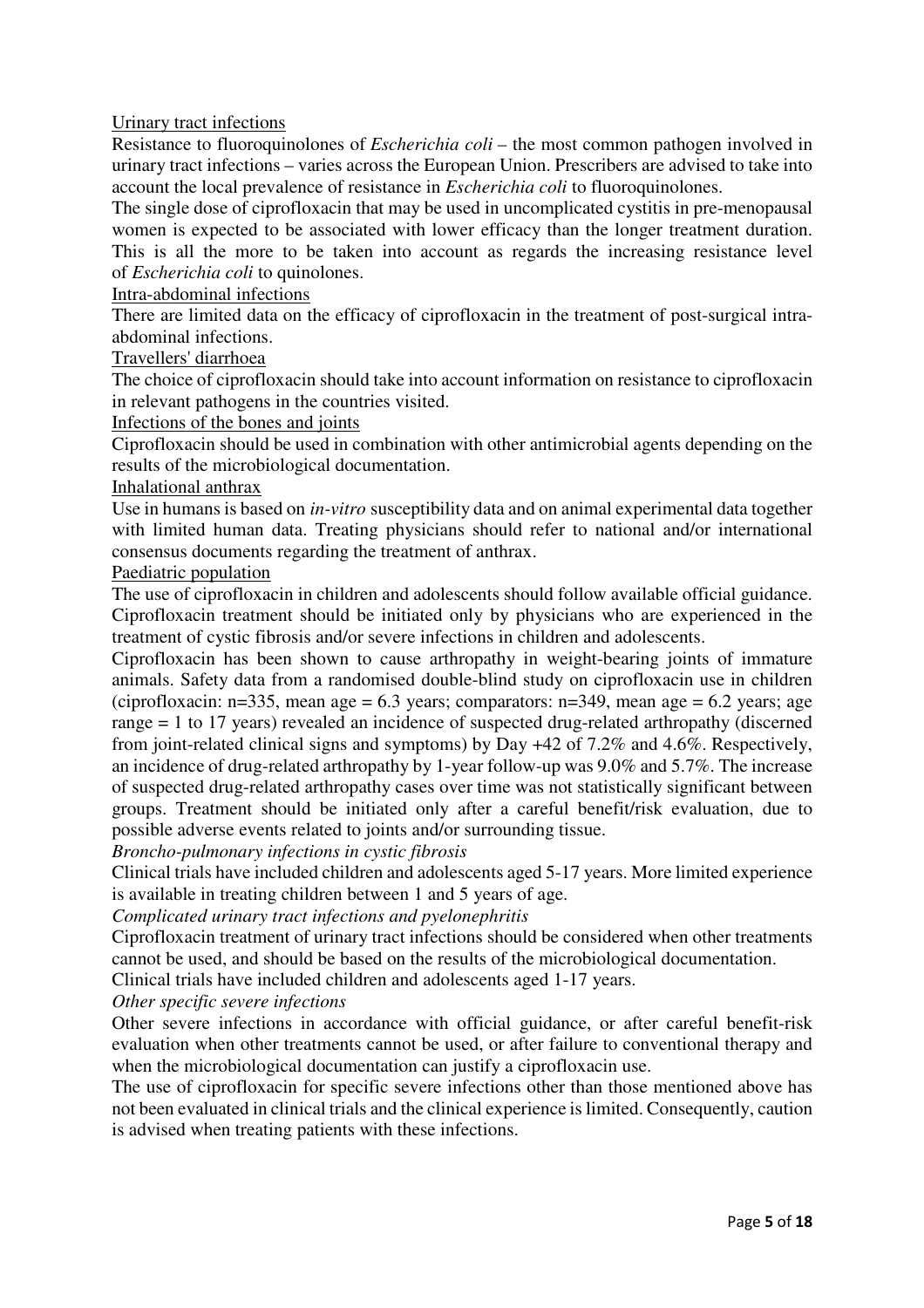<u>Urinary tract infections</u>

Resistance to fluoroquinolones of *Escherichia coli* – the most common pathogen involved in urinary tract infections – varies across the European Union. Prescribers are advised to take into account the local prevalence of resistance in *Escherichia coli* to fluoroquinolones.

The single dose of ciprofloxacin that may be used in uncomplicated cystitis in pre-menopausal women is expected to be associated with lower efficacy than the longer treatment duration. This is all the more to be taken into account as regards the increasing resistance level of *Escherichia coli* to quinolones.

<u>Intra-abdominal infections</u>

There are limited data on the efficacy of ciprofloxacin in the treatment of post-surgical intra-abdominal infections.

<u>Travellers' diarrhoea</u>

The choice of ciprofloxacin should take into account information on resistance to ciprofloxacin in relevant pathogens in the countries visited.

<u>Infections of the bones and joints</u>

Ciprofloxacin should be used in combination with other antimicrobial agents depending on the results of the microbiological documentation.

<u>Inhalational anthrax</u>

Use in humans is based on *in-vitro* susceptibility data and on animal experimental data together with limited human data. Treating physicians should refer to national and/or international consensus documents regarding the treatment of anthrax.

<u>Paediatric population</u>

The use of ciprofloxacin in children and adolescents should follow available official guidance. Ciprofloxacin treatment should be initiated only by physicians who are experienced in the treatment of cystic fibrosis and/or severe infections in children and adolescents.

Ciprofloxacin has been shown to cause arthropathy in weight-bearing joints of immature animals. Safety data from a randomised double-blind study on ciprofloxacin use in children (ciprofloxacin: n=335, mean age = 6.3 years; comparators: n=349, mean age = 6.2 years; age range = 1 to 17 years) revealed an incidence of suspected drug-related arthropathy (discerned from joint-related clinical signs and symptoms) by Day +42 of 7.2% and 4.6%. Respectively, an incidence of drug-related arthropathy by 1-year follow-up was 9.0% and 5.7%. The increase of suspected drug-related arthropathy cases over time was not statistically significant between groups. Treatment should be initiated only after a careful benefit/risk evaluation, due to possible adverse events related to joints and/or surrounding tissue.

*Broncho-pulmonary infections in cystic fibrosis*

Clinical trials have included children and adolescents aged 5-17 years. More limited experience is available in treating children between 1 and 5 years of age.

*Complicated urinary tract infections and pyelonephritis*

Ciprofloxacin treatment of urinary tract infections should be considered when other treatments cannot be used, and should be based on the results of the microbiological documentation.

Clinical trials have included children and adolescents aged 1-17 years.

*Other specific severe infections*

Other severe infections in accordance with official guidance, or after careful benefit-risk evaluation when other treatments cannot be used, or after failure to conventional therapy and when the microbiological documentation can justify a ciprofloxacin use.

The use of ciprofloxacin for specific severe infections other than those mentioned above has not been evaluated in clinical trials and the clinical experience is limited. Consequently, caution is advised when treating patients with these infections.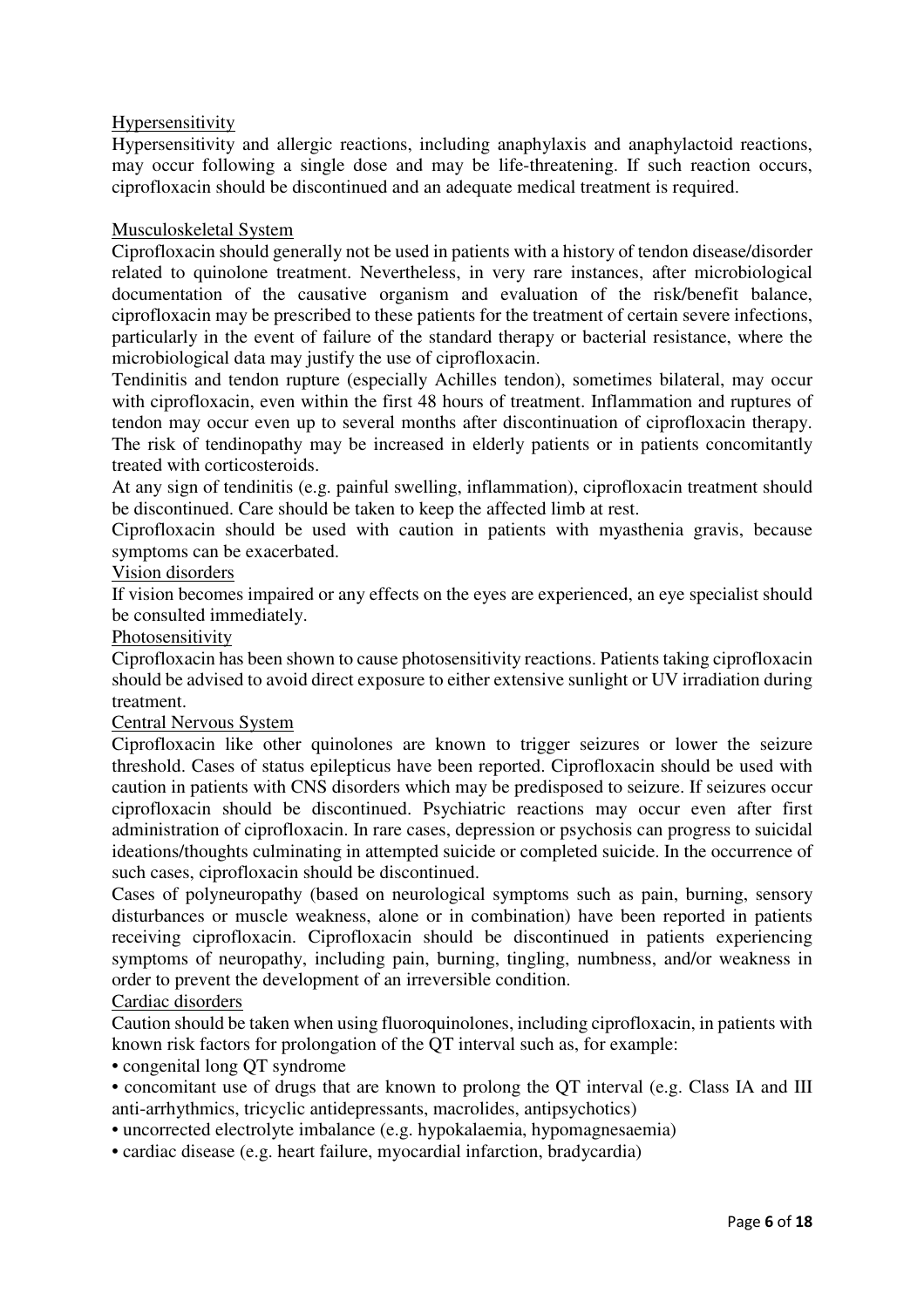<u>Hypersensitivity</u>

Hypersensitivity and allergic reactions, including anaphylaxis and anaphylactoid reactions, may occur following a single dose and may be life-threatening. If such reaction occurs, ciprofloxacin should be discontinued and an adequate medical treatment is required.

<u>Musculoskeletal System</u>

Ciprofloxacin should generally not be used in patients with a history of tendon disease/disorder related to quinolone treatment. Nevertheless, in very rare instances, after microbiological documentation of the causative organism and evaluation of the risk/benefit balance, ciprofloxacin may be prescribed to these patients for the treatment of certain severe infections, particularly in the event of failure of the standard therapy or bacterial resistance, where the microbiological data may justify the use of ciprofloxacin.

Tendinitis and tendon rupture (especially Achilles tendon), sometimes bilateral, may occur with ciprofloxacin, even within the first 48 hours of treatment. Inflammation and ruptures of tendon may occur even up to several months after discontinuation of ciprofloxacin therapy. The risk of tendinopathy may be increased in elderly patients or in patients concomitantly treated with corticosteroids.

At any sign of tendinitis (e.g. painful swelling, inflammation), ciprofloxacin treatment should be discontinued. Care should be taken to keep the affected limb at rest.

Ciprofloxacin should be used with caution in patients with myasthenia gravis, because symptoms can be exacerbated.

<u>Vision disorders</u>

If vision becomes impaired or any effects on the eyes are experienced, an eye specialist should be consulted immediately.

<u>Photosensitivity</u>

Ciprofloxacin has been shown to cause photosensitivity reactions. Patients taking ciprofloxacin should be advised to avoid direct exposure to either extensive sunlight or UV irradiation during treatment.

<u>Central Nervous System</u>

Ciprofloxacin like other quinolones are known to trigger seizures or lower the seizure threshold. Cases of status epilepticus have been reported. Ciprofloxacin should be used with caution in patients with CNS disorders which may be predisposed to seizure. If seizures occur ciprofloxacin should be discontinued. Psychiatric reactions may occur even after first administration of ciprofloxacin. In rare cases, depression or psychosis can progress to suicidal ideations/thoughts culminating in attempted suicide or completed suicide. In the occurrence of such cases, ciprofloxacin should be discontinued.

Cases of polyneuropathy (based on neurological symptoms such as pain, burning, sensory disturbances or muscle weakness, alone or in combination) have been reported in patients receiving ciprofloxacin. Ciprofloxacin should be discontinued in patients experiencing symptoms of neuropathy, including pain, burning, tingling, numbness, and/or weakness in order to prevent the development of an irreversible condition.

<u>Cardiac disorders</u>

Caution should be taken when using fluoroquinolones, including ciprofloxacin, in patients with known risk factors for prolongation of the QT interval such as, for example:

- congenital long QT syndrome
- concomitant use of drugs that are known to prolong the QT interval (e.g. Class IA and III anti-arrhythmics, tricyclic antidepressants, macrolides, antipsychotics)
- uncorrected electrolyte imbalance (e.g. hypokalaemia, hypomagnesaemia)
- cardiac disease (e.g. heart failure, myocardial infarction, bradycardia)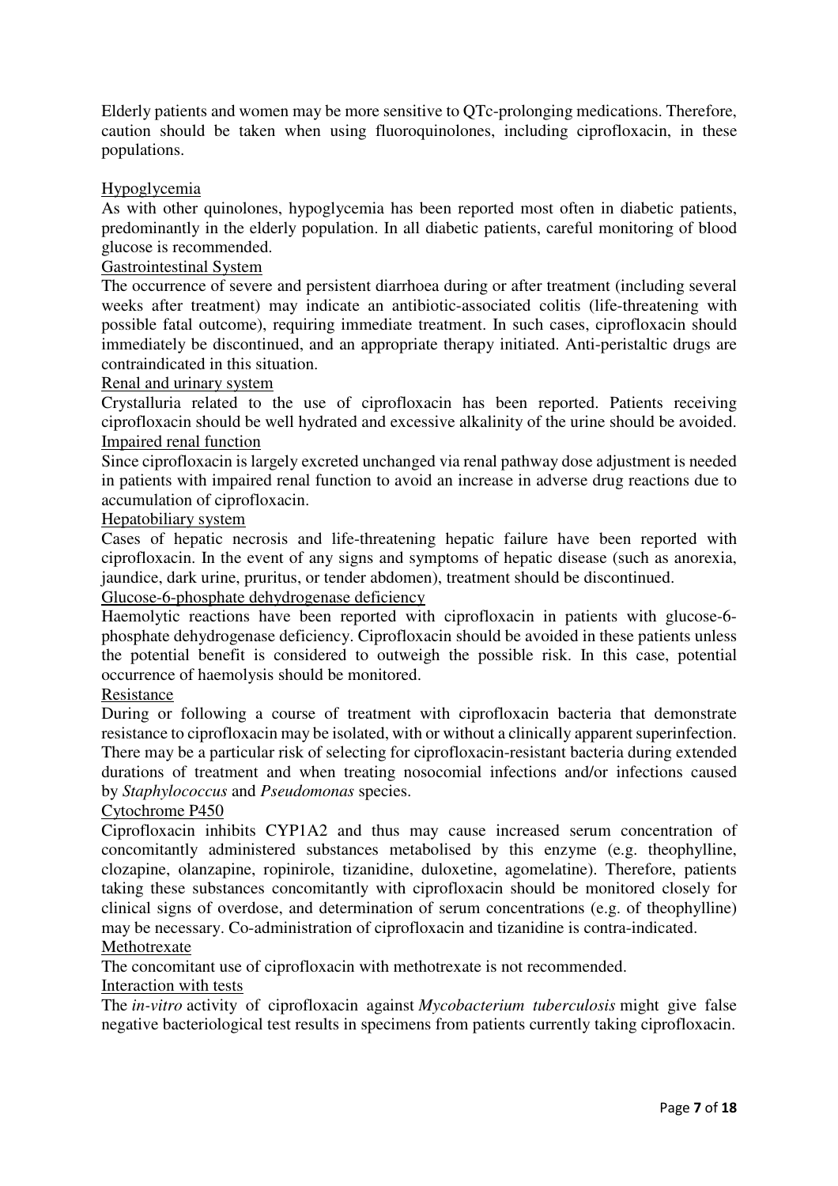Elderly patients and women may be more sensitive to QTc-prolonging medications. Therefore, caution should be taken when using fluoroquinolones, including ciprofloxacin, in these populations.

<u>Hypoglycemia</u>

As with other quinolones, hypoglycemia has been reported most often in diabetic patients, predominantly in the elderly population. In all diabetic patients, careful monitoring of blood glucose is recommended.

<u>Gastrointestinal System</u>

The occurrence of severe and persistent diarrhoea during or after treatment (including several weeks after treatment) may indicate an antibiotic-associated colitis (life-threatening with possible fatal outcome), requiring immediate treatment. In such cases, ciprofloxacin should immediately be discontinued, and an appropriate therapy initiated. Anti-peristaltic drugs are contraindicated in this situation.

<u>Renal and urinary system</u>

Crystalluria related to the use of ciprofloxacin has been reported. Patients receiving ciprofloxacin should be well hydrated and excessive alkalinity of the urine should be avoided.

<u>Impaired renal function</u>

Since ciprofloxacin is largely excreted unchanged via renal pathway dose adjustment is needed in patients with impaired renal function to avoid an increase in adverse drug reactions due to accumulation of ciprofloxacin.

<u>Hepatobiliary system</u>

Cases of hepatic necrosis and life-threatening hepatic failure have been reported with ciprofloxacin. In the event of any signs and symptoms of hepatic disease (such as anorexia, jaundice, dark urine, pruritus, or tender abdomen), treatment should be discontinued.

<u>Glucose-6-phosphate dehydrogenase deficiency</u>

Haemolytic reactions have been reported with ciprofloxacin in patients with glucose-6-phosphate dehydrogenase deficiency. Ciprofloxacin should be avoided in these patients unless the potential benefit is considered to outweigh the possible risk. In this case, potential occurrence of haemolysis should be monitored.

<u>Resistance</u>

During or following a course of treatment with ciprofloxacin bacteria that demonstrate resistance to ciprofloxacin may be isolated, with or without a clinically apparent superinfection. There may be a particular risk of selecting for ciprofloxacin-resistant bacteria during extended durations of treatment and when treating nosocomial infections and/or infections caused by *Staphylococcus* and *Pseudomonas* species.

<u>Cytochrome P450</u>

Ciprofloxacin inhibits CYP1A2 and thus may cause increased serum concentration of concomitantly administered substances metabolised by this enzyme (e.g. theophylline, clozapine, olanzapine, ropinirole, tizanidine, duloxetine, agomelatine). Therefore, patients taking these substances concomitantly with ciprofloxacin should be monitored closely for clinical signs of overdose, and determination of serum concentrations (e.g. of theophylline) may be necessary. Co-administration of ciprofloxacin and tizanidine is contra-indicated.

<u>Methotrexate</u>

The concomitant use of ciprofloxacin with methotrexate is not recommended.

<u>Interaction with tests</u>

The *in-vitro* activity of ciprofloxacin against *Mycobacterium tuberculosis* might give false negative bacteriological test results in specimens from patients currently taking ciprofloxacin.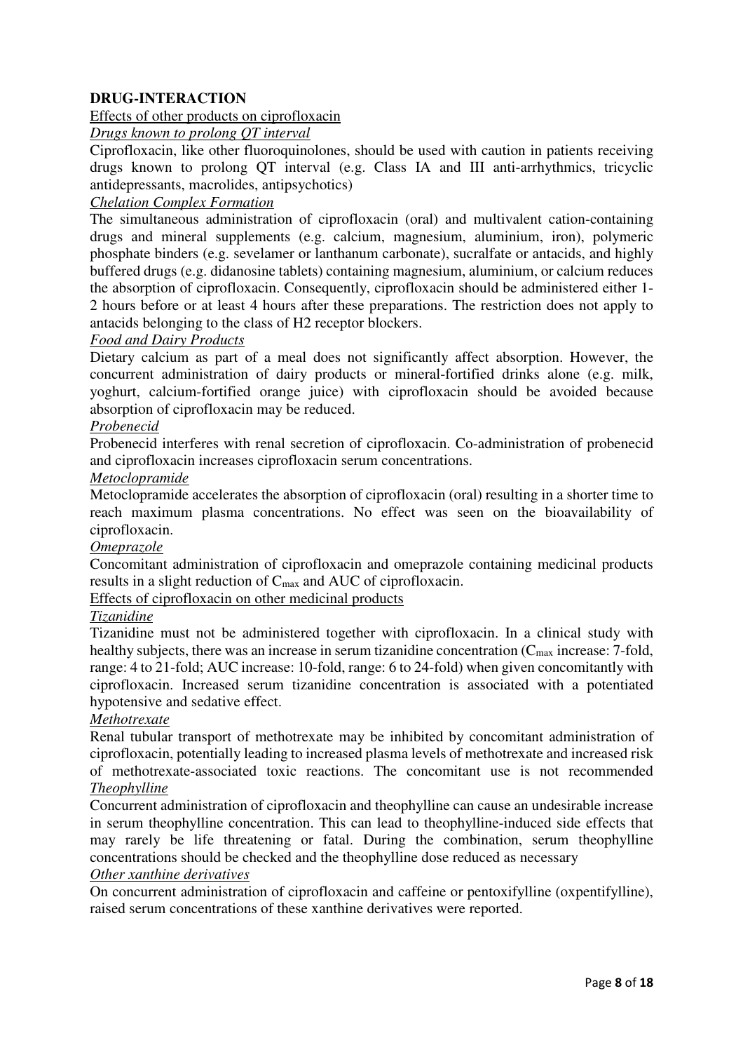## DRUG-INTERACTION

Effects of other products on ciprofloxacin

*Drugs known to prolong QT interval*

Ciprofloxacin, like other fluoroquinolones, should be used with caution in patients receiving drugs known to prolong QT interval (e.g. Class IA and III anti-arrhythmics, tricyclic antidepressants, macrolides, antipsychotics)

*Chelation Complex Formation*

The simultaneous administration of ciprofloxacin (oral) and multivalent cation-containing drugs and mineral supplements (e.g. calcium, magnesium, aluminium, iron), polymeric phosphate binders (e.g. sevelamer or lanthanum carbonate), sucralfate or antacids, and highly buffered drugs (e.g. didanosine tablets) containing magnesium, aluminium, or calcium reduces the absorption of ciprofloxacin. Consequently, ciprofloxacin should be administered either 1-2 hours before or at least 4 hours after these preparations. The restriction does not apply to antacids belonging to the class of H2 receptor blockers.

*Food and Dairy Products*

Dietary calcium as part of a meal does not significantly affect absorption. However, the concurrent administration of dairy products or mineral-fortified drinks alone (e.g. milk, yoghurt, calcium-fortified orange juice) with ciprofloxacin should be avoided because absorption of ciprofloxacin may be reduced.

*Probenecid*

Probenecid interferes with renal secretion of ciprofloxacin. Co-administration of probenecid and ciprofloxacin increases ciprofloxacin serum concentrations.

*Metoclopramide*

Metoclopramide accelerates the absorption of ciprofloxacin (oral) resulting in a shorter time to reach maximum plasma concentrations. No effect was seen on the bioavailability of ciprofloxacin.

*Omeprazole*

Concomitant administration of ciprofloxacin and omeprazole containing medicinal products results in a slight reduction of $C_{max}$ and AUC of ciprofloxacin.

Effects of ciprofloxacin on other medicinal products

*Tizanidine*

Tizanidine must not be administered together with ciprofloxacin. In a clinical study with healthy subjects, there was an increase in serum tizanidine concentration ($C_{max}$ increase: 7-fold, range: 4 to 21-fold; AUC increase: 10-fold, range: 6 to 24-fold) when given concomitantly with ciprofloxacin. Increased serum tizanidine concentration is associated with a potentiated hypotensive and sedative effect.

*Methotrexate*

Renal tubular transport of methotrexate may be inhibited by concomitant administration of ciprofloxacin, potentially leading to increased plasma levels of methotrexate and increased risk of methotrexate-associated toxic reactions. The concomitant use is not recommended

*Theophylline*

Concurrent administration of ciprofloxacin and theophylline can cause an undesirable increase in serum theophylline concentration. This can lead to theophylline-induced side effects that may rarely be life threatening or fatal. During the combination, serum theophylline concentrations should be checked and the theophylline dose reduced as necessary

*Other xanthine derivatives*

On concurrent administration of ciprofloxacin and caffeine or pentoxifylline (oxpentifylline), raised serum concentrations of these xanthine derivatives were reported.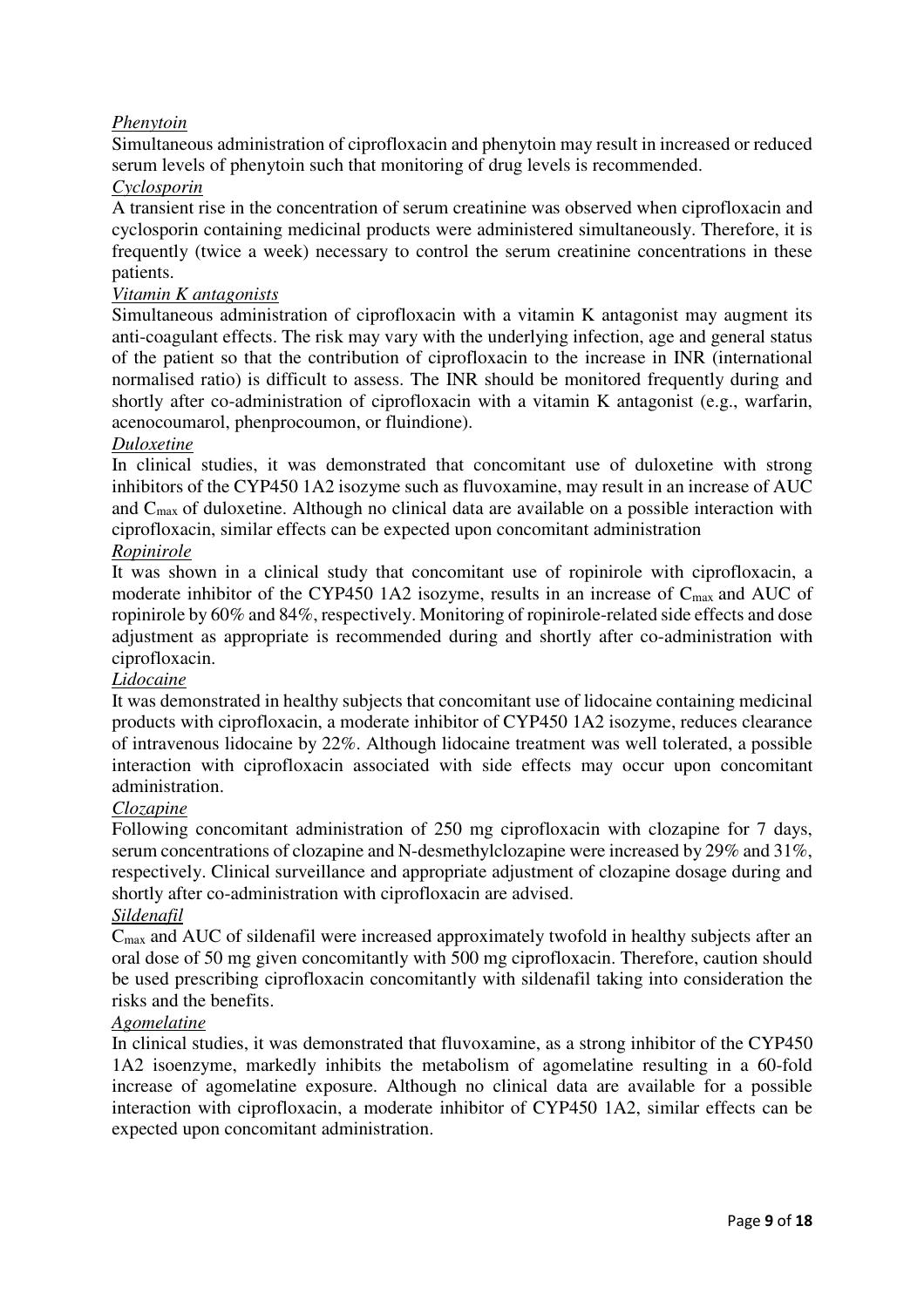*Phenytoin*

Simultaneous administration of ciprofloxacin and phenytoin may result in increased or reduced serum levels of phenytoin such that monitoring of drug levels is recommended.

*Cyclosporin*

A transient rise in the concentration of serum creatinine was observed when ciprofloxacin and cyclosporin containing medicinal products were administered simultaneously. Therefore, it is frequently (twice a week) necessary to control the serum creatinine concentrations in these patients.

*Vitamin K antagonists*

Simultaneous administration of ciprofloxacin with a vitamin K antagonist may augment its anti-coagulant effects. The risk may vary with the underlying infection, age and general status of the patient so that the contribution of ciprofloxacin to the increase in INR (international normalised ratio) is difficult to assess. The INR should be monitored frequently during and shortly after co-administration of ciprofloxacin with a vitamin K antagonist (e.g., warfarin, acenocoumarol, phenprocoumon, or fluindione).

*Duloxetine*

In clinical studies, it was demonstrated that concomitant use of duloxetine with strong inhibitors of the CYP450 1A2 isozyme such as fluvoxamine, may result in an increase of AUC and $C_{max}$ of duloxetine. Although no clinical data are available on a possible interaction with ciprofloxacin, similar effects can be expected upon concomitant administration

*Ropinirole*

It was shown in a clinical study that concomitant use of ropinirole with ciprofloxacin, a moderate inhibitor of the CYP450 1A2 isozyme, results in an increase of $C_{max}$ and AUC of ropinirole by 60% and 84%, respectively. Monitoring of ropinirole-related side effects and dose adjustment as appropriate is recommended during and shortly after co-administration with ciprofloxacin.

*Lidocaine*

It was demonstrated in healthy subjects that concomitant use of lidocaine containing medicinal products with ciprofloxacin, a moderate inhibitor of CYP450 1A2 isozyme, reduces clearance of intravenous lidocaine by 22%. Although lidocaine treatment was well tolerated, a possible interaction with ciprofloxacin associated with side effects may occur upon concomitant administration.

*Clozapine*

Following concomitant administration of 250 mg ciprofloxacin with clozapine for 7 days, serum concentrations of clozapine and N-desmethylclozapine were increased by 29% and 31%, respectively. Clinical surveillance and appropriate adjustment of clozapine dosage during and shortly after co-administration with ciprofloxacin are advised.

*Sildenafil*

$C_{max}$ and AUC of sildenafil were increased approximately twofold in healthy subjects after an oral dose of 50 mg given concomitantly with 500 mg ciprofloxacin. Therefore, caution should be used prescribing ciprofloxacin concomitantly with sildenafil taking into consideration the risks and the benefits.

*Agomelatine*

In clinical studies, it was demonstrated that fluvoxamine, as a strong inhibitor of the CYP450 1A2 isoenzyme, markedly inhibits the metabolism of agomelatine resulting in a 60-fold increase of agomelatine exposure. Although no clinical data are available for a possible interaction with ciprofloxacin, a moderate inhibitor of CYP450 1A2, similar effects can be expected upon concomitant administration.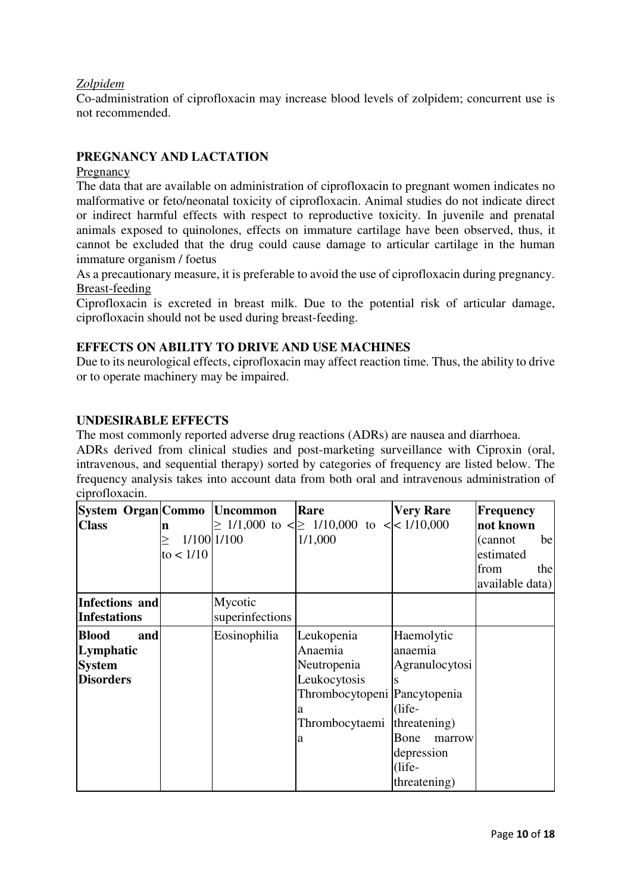*Zolpidem*

Co-administration of ciprofloxacin may increase blood levels of zolpidem; concurrent use is not recommended.

## PREGNANCY AND LACTATION

Pregnancy

The data that are available on administration of ciprofloxacin to pregnant women indicates no malformative or feto/neonatal toxicity of ciprofloxacin. Animal studies do not indicate direct or indirect harmful effects with respect to reproductive toxicity. In juvenile and prenatal animals exposed to quinolones, effects on immature cartilage have been observed, thus, it cannot be excluded that the drug could cause damage to articular cartilage in the human immature organism / foetus

As a precautionary measure, it is preferable to avoid the use of ciprofloxacin during pregnancy.

Breast-feeding

Ciprofloxacin is excreted in breast milk. Due to the potential risk of articular damage, ciprofloxacin should not be used during breast-feeding.

## EFFECTS ON ABILITY TO DRIVE AND USE MACHINES

Due to its neurological effects, ciprofloxacin may affect reaction time. Thus, the ability to drive or to operate machinery may be impaired.

## UNDESIRABLE EFFECTS

The most commonly reported adverse drug reactions (ADRs) are nausea and diarrhoea.

ADRs derived from clinical studies and post-marketing surveillance with Ciproxin (oral, intravenous, and sequential therapy) sorted by categories of frequency are listed below. The frequency analysis takes into account data from both oral and intravenous administration of ciprofloxacin.

| System Organ Class | Common ≥ 1/100 to < 1/10 | Uncommon ≥ 1/1,000 to < 1/100 | Rare ≥ 1/10,000 to < 1/1,000 | Very Rare < 1/10,000 | Frequency not known (cannot be estimated from the available data) |
|---|---|---|---|---|---|
| **Infections and Infestations** | | Mycotic superinfections | | | |
| **Blood and Lymphatic System Disorders** | | Eosinophilia | Leukopenia<br>Anaemia<br>Neutropenia<br>Leukocytosis<br>Thrombocytopenia<br>Thrombocytaemia | Haemolytic anaemia<br>Agranulocytosis<br>Pancytopenia (life-threatening)<br>Bone marrow depression (life-threatening) | |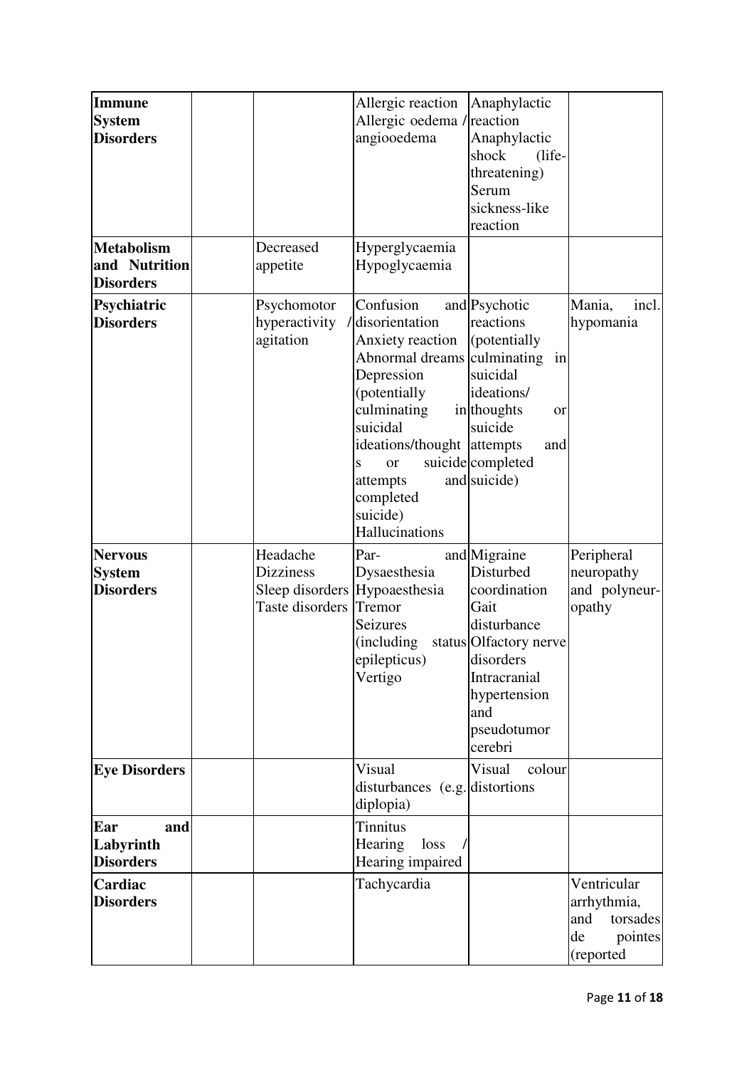| | | | | | |
|---|---|---|---|---|---|
| **Immune System Disorders** | | | Allergic reaction<br>Allergic oedema / angiooedema | Anaphylactic reaction<br>Anaphylactic shock (life-threatening)<br>Serum sickness-like reaction | |
| **Metabolism and Nutrition Disorders** | | Decreased appetite | Hyperglycaemia<br>Hypoglycaemia | | |
| **Psychiatric Disorders** | | Psychomotor hyperactivity / agitation | Confusion and disorientation<br>Anxiety reaction<br>Abnormal dreams<br>Depression (potentially culminating in suicidal ideations/thoughts or suicide attempts and completed suicide)<br>Hallucinations | Psychotic reactions (potentially culminating in suicidal ideations/ thoughts or suicide attempts and completed suicide) | Mania, incl. hypomania |
| **Nervous System Disorders** | | Headache<br>Dizziness<br>Sleep disorders<br>Taste disorders | Par- and Dysaesthesia<br>Hypoaesthesia<br>Tremor<br>Seizures (including status epilepticus)<br>Vertigo | Migraine<br>Disturbed coordination<br>Gait disturbance<br>Olfactory nerve disorders<br>Intracranial hypertension and pseudotumor cerebri | Peripheral neuropathy and polyneur-opathy |
| **Eye Disorders** | | | Visual disturbances (e.g. diplopia) | Visual colour distortions | |
| **Ear and Labyrinth Disorders** | | | Tinnitus<br>Hearing loss / Hearing impaired | | |
| **Cardiac Disorders** | | | Tachycardia | | Ventricular arrhythmia, and torsades de pointes (reported |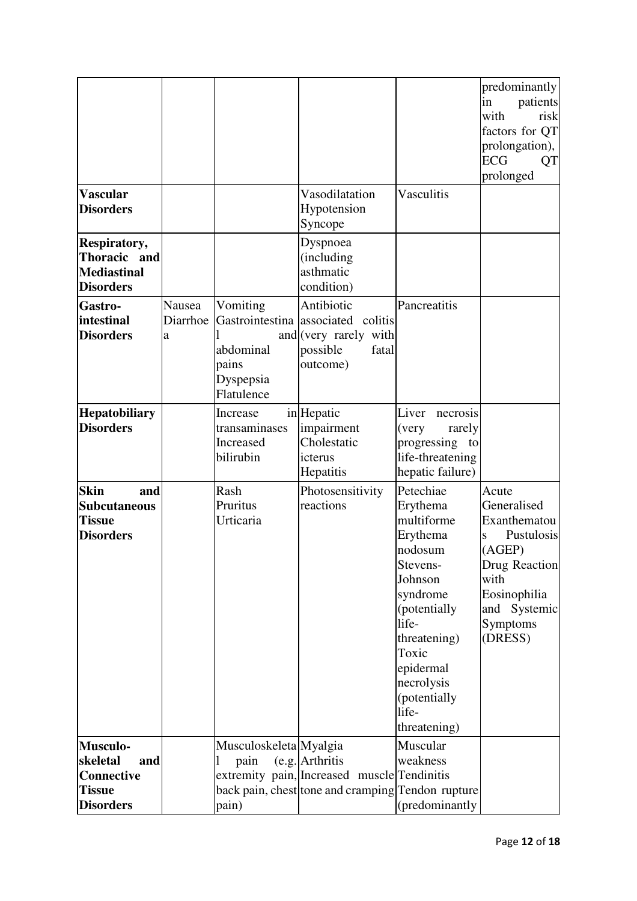| | | | | | |
|---|---|---|---|---|---|
| | | | | | predominantly in patients with risk factors for QT prolongation), ECG QT prolonged |
| **Vascular Disorders** | | | Vasodilatation<br>Hypotension<br>Syncope | Vasculitis | |
| **Respiratory, Thoracic and Mediastinal Disorders** | | | Dyspnoea (including asthmatic condition) | | |
| **Gastro-intestinal Disorders** | Nausea<br>Diarrhoea | Vomiting<br>Gastrointestinal and abdominal pains<br>Dyspepsia<br>Flatulence | Antibiotic associated colitis (very rarely with possible fatal outcome) | Pancreatitis | |
| **Hepatobiliary Disorders** | | Increase in transaminases<br>Increased bilirubin | Hepatic impairment<br>Cholestatic icterus<br>Hepatitis | Liver necrosis (very rarely progressing to life-threatening hepatic failure) | |
| **Skin and Subcutaneous Tissue Disorders** | | Rash<br>Pruritus<br>Urticaria | Photosensitivity reactions | Petechiae<br>Erythema multiforme<br>Erythema nodosum<br>Stevens-Johnson syndrome (potentially life-threatening)<br>Toxic epidermal necrolysis (potentially life-threatening) | Acute Generalised Exanthematous Pustulosis (AGEP)<br>Drug Reaction with Eosinophilia and Systemic Symptoms (DRESS) |
| **Musculo-skeletal and Connective Tissue Disorders** | | Musculoskeletal pain (e.g. extremity pain, back pain, chest pain) | Myalgia<br>Arthritis<br>Increased muscle tone and cramping | Muscular weakness<br>Tendinitis<br>Tendon rupture (predominantly | |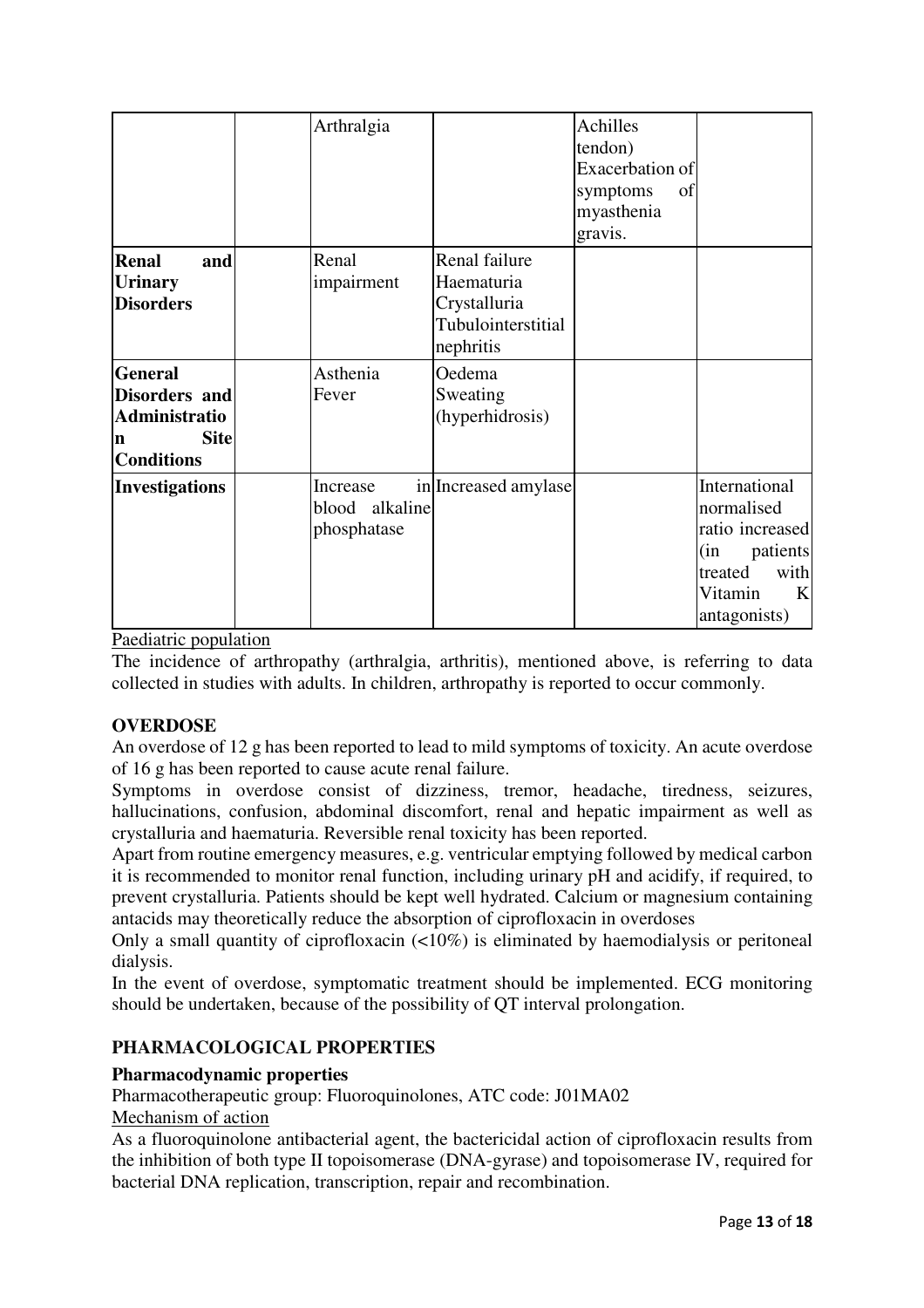|  |  | Arthralgia |  | Achilles tendon) Exacerbation of symptoms of myasthenia gravis. |  |
|---|---|---|---|---|---|
| **Renal and Urinary Disorders** |  | Renal impairment | Renal failure Haematuria Crystalluria Tubulointerstitial nephritis |  |  |
| **General Disorders and Administration Site Conditions** |  | Asthenia Fever | Oedema Sweating (hyperhidrosis) |  |  |
| **Investigations** |  | Increase in blood alkaline phosphatase | Increased amylase |  | International normalised ratio increased (in patients treated with Vitamin K antagonists) |

Paediatric population

The incidence of arthropathy (arthralgia, arthritis), mentioned above, is referring to data collected in studies with adults. In children, arthropathy is reported to occur commonly.

## OVERDOSE

An overdose of 12 g has been reported to lead to mild symptoms of toxicity. An acute overdose of 16 g has been reported to cause acute renal failure.

Symptoms in overdose consist of dizziness, tremor, headache, tiredness, seizures, hallucinations, confusion, abdominal discomfort, renal and hepatic impairment as well as crystalluria and haematuria. Reversible renal toxicity has been reported.

Apart from routine emergency measures, e.g. ventricular emptying followed by medical carbon it is recommended to monitor renal function, including urinary pH and acidify, if required, to prevent crystalluria. Patients should be kept well hydrated. Calcium or magnesium containing antacids may theoretically reduce the absorption of ciprofloxacin in overdoses

Only a small quantity of ciprofloxacin (<10%) is eliminated by haemodialysis or peritoneal dialysis.

In the event of overdose, symptomatic treatment should be implemented. ECG monitoring should be undertaken, because of the possibility of QT interval prolongation.

## PHARMACOLOGICAL PROPERTIES

### Pharmacodynamic properties

Pharmacotherapeutic group: Fluoroquinolones, ATC code: J01MA02

Mechanism of action

As a fluoroquinolone antibacterial agent, the bactericidal action of ciprofloxacin results from the inhibition of both type II topoisomerase (DNA-gyrase) and topoisomerase IV, required for bacterial DNA replication, transcription, repair and recombination.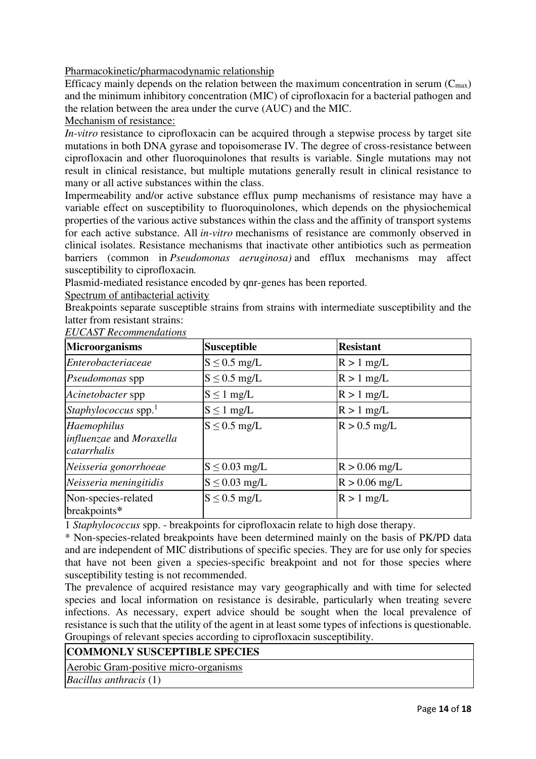Pharmacokinetic/pharmacodynamic relationship

Efficacy mainly depends on the relation between the maximum concentration in serum ($C_{max}$) and the minimum inhibitory concentration (MIC) of ciprofloxacin for a bacterial pathogen and the relation between the area under the curve (AUC) and the MIC.

Mechanism of resistance:

*In-vitro* resistance to ciprofloxacin can be acquired through a stepwise process by target site mutations in both DNA gyrase and topoisomerase IV. The degree of cross-resistance between ciprofloxacin and other fluoroquinolones that results is variable. Single mutations may not result in clinical resistance, but multiple mutations generally result in clinical resistance to many or all active substances within the class.

Impermeability and/or active substance efflux pump mechanisms of resistance may have a variable effect on susceptibility to fluoroquinolones, which depends on the physiochemical properties of the various active substances within the class and the affinity of transport systems for each active substance. All *in-vitro* mechanisms of resistance are commonly observed in clinical isolates. Resistance mechanisms that inactivate other antibiotics such as permeation barriers (common in *Pseudomonas aeruginosa)* and efflux mechanisms may affect susceptibility to ciprofloxacin*.*

Plasmid-mediated resistance encoded by qnr-genes has been reported.

Spectrum of antibacterial activity

Breakpoints separate susceptible strains from strains with intermediate susceptibility and the latter from resistant strains:

*EUCAST Recommendations*

| **Microorganisms** | **Susceptible** | **Resistant** |
|---|---|---|
| *Enterobacteriaceae* | S ≤ 0.5 mg/L | R > 1 mg/L |
| *Pseudomonas* spp | S ≤ 0.5 mg/L | R > 1 mg/L |
| *Acinetobacter* spp | S ≤ 1 mg/L | R > 1 mg/L |
| *Staphylococcus* spp.[1] | S ≤ 1 mg/L | R > 1 mg/L |
| *Haemophilus influenzae* and *Moraxella catarrhalis* | S ≤ 0.5 mg/L | R > 0.5 mg/L |
| *Neisseria gonorrhoeae* | S ≤ 0.03 mg/L | R > 0.06 mg/L |
| *Neisseria meningitidis* | S ≤ 0.03 mg/L | R > 0.06 mg/L |
| Non-species-related breakpoints* | S ≤ 0.5 mg/L | R > 1 mg/L |

1 *Staphylococcus* spp. - breakpoints for ciprofloxacin relate to high dose therapy.

* Non-species-related breakpoints have been determined mainly on the basis of PK/PD data and are independent of MIC distributions of specific species. They are for use only for species that have not been given a species-specific breakpoint and not for those species where susceptibility testing is not recommended.

The prevalence of acquired resistance may vary geographically and with time for selected species and local information on resistance is desirable, particularly when treating severe infections. As necessary, expert advice should be sought when the local prevalence of resistance is such that the utility of the agent in at least some types of infections is questionable.

Groupings of relevant species according to ciprofloxacin susceptibility.

| **COMMONLY SUSCEPTIBLE SPECIES** |
|---|
| Aerobic Gram-positive micro-organisms |
| *Bacillus anthracis* (1) |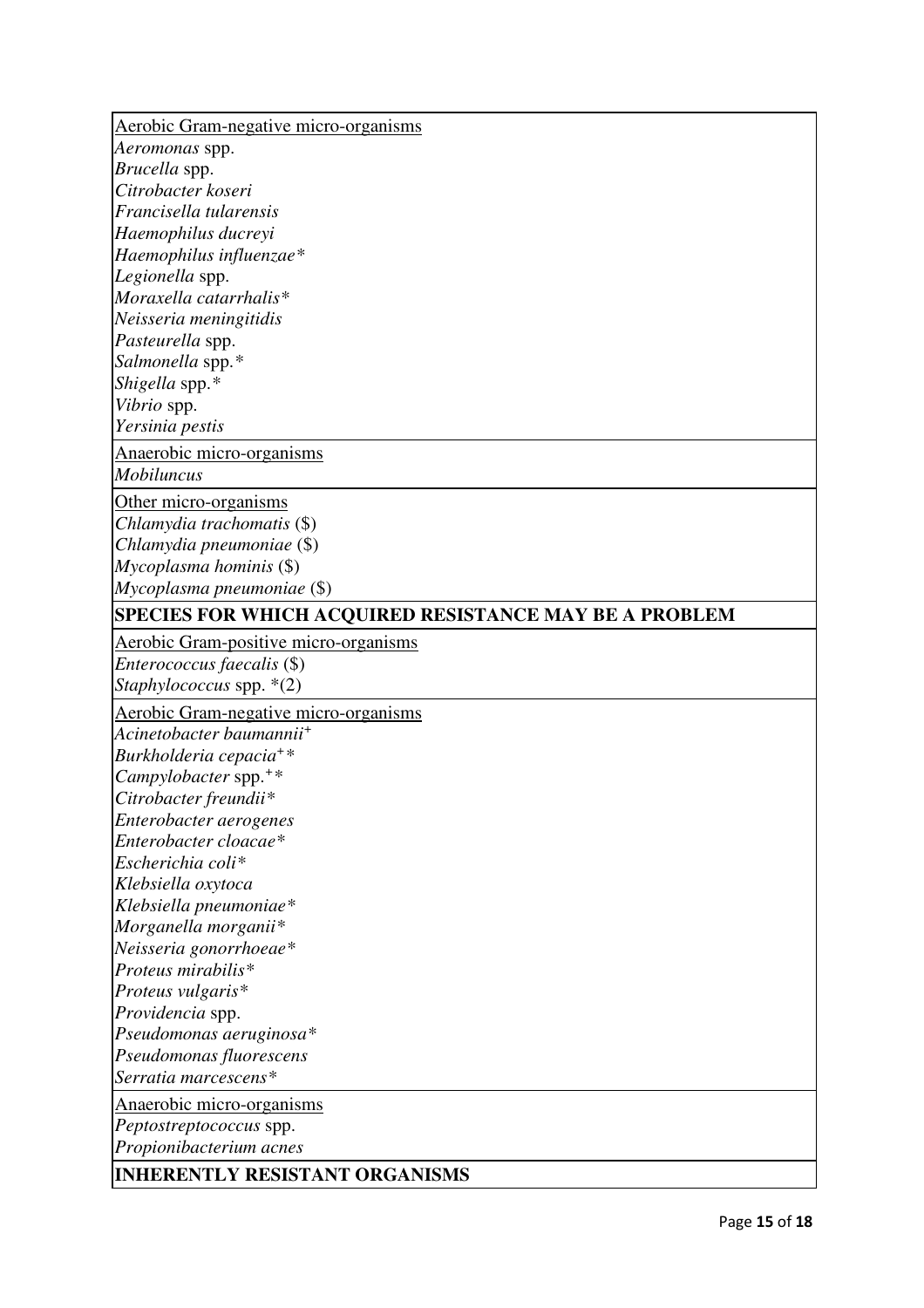| |
|---|
| Aerobic Gram-negative micro-organisms<br>*Aeromonas* spp.<br>*Brucella* spp.<br>*Citrobacter koseri*<br>*Francisella tularensis*<br>*Haemophilus ducreyi*<br>*Haemophilus influenzae**<br>*Legionella* spp.<br>*Moraxella catarrhalis**<br>*Neisseria meningitidis*<br>*Pasteurella* spp.<br>*Salmonella* spp.*<br>*Shigella* spp.*<br>*Vibrio* spp.<br>*Yersinia pestis* |
| Anaerobic micro-organisms<br>*Mobiluncus* |
| Other micro-organisms<br>*Chlamydia trachomatis* ($)<br>*Chlamydia pneumoniae* ($)<br>*Mycoplasma hominis* ($)<br>*Mycoplasma pneumoniae* ($) |
| **SPECIES FOR WHICH ACQUIRED RESISTANCE MAY BE A PROBLEM** |
| Aerobic Gram-positive micro-organisms<br>*Enterococcus faecalis* ($)<br>*Staphylococcus* spp. *(2) |
| Aerobic Gram-negative micro-organisms<br>*Acinetobacter baumannii*+<br>*Burkholderia cepacia*+*<br>*Campylobacter* spp.+*<br>*Citrobacter freundii**<br>*Enterobacter aerogenes*<br>*Enterobacter cloacae**<br>*Escherichia coli**<br>*Klebsiella oxytoca*<br>*Klebsiella pneumoniae**<br>*Morganella morganii**<br>*Neisseria gonorrhoeae**<br>*Proteus mirabilis**<br>*Proteus vulgaris**<br>*Providencia* spp.<br>*Pseudomonas aeruginosa**<br>*Pseudomonas fluorescens*<br>*Serratia marcescens** |
| Anaerobic micro-organisms<br>*Peptostreptococcus* spp.<br>*Propionibacterium acnes* |
| **INHERENTLY RESISTANT ORGANISMS** |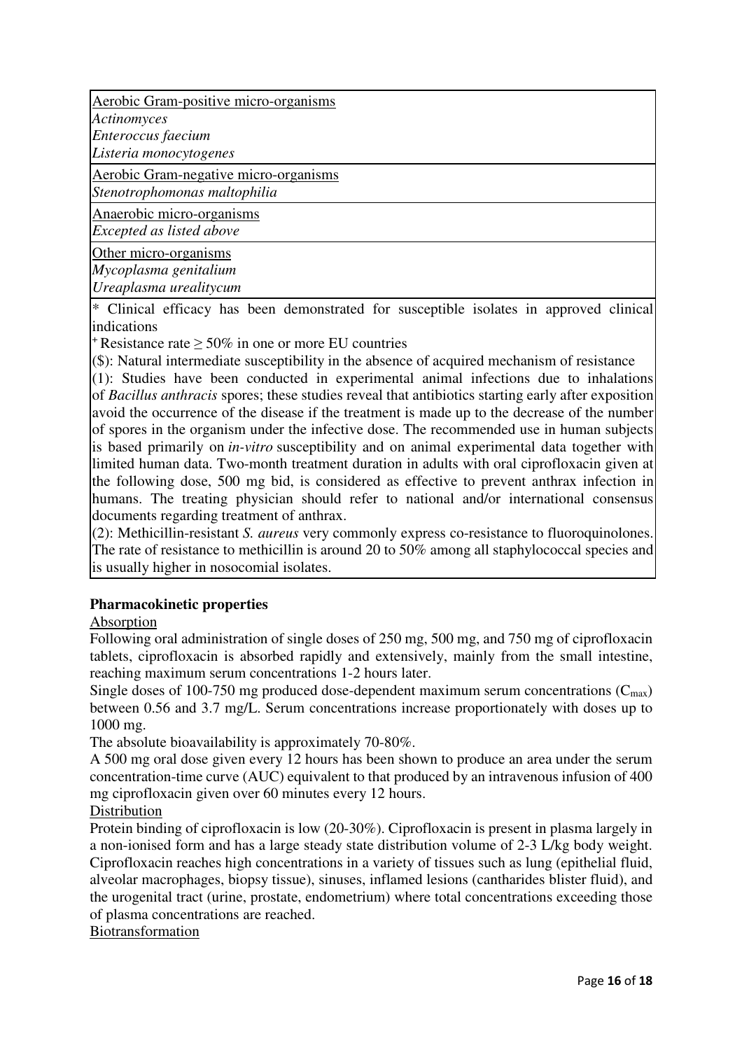| Aerobic Gram-positive micro-organisms<br>*Actinomyces*<br>*Enteroccus faecium*<br>*Listeria monocytogenes* |
| --- |
| Aerobic Gram-negative micro-organisms<br>*Stenotrophomonas maltophilia* |
| Anaerobic micro-organisms<br>*Excepted as listed above* |
| Other micro-organisms<br>*Mycoplasma genitalium*<br>*Ureaplasma urealitycum* |
| * Clinical efficacy has been demonstrated for susceptible isolates in approved clinical indications<br>+ Resistance rate ≥ 50% in one or more EU countries<br>($): Natural intermediate susceptibility in the absence of acquired mechanism of resistance<br>(1): Studies have been conducted in experimental animal infections due to inhalations of *Bacillus anthracis* spores; these studies reveal that antibiotics starting early after exposition avoid the occurrence of the disease if the treatment is made up to the decrease of the number of spores in the organism under the infective dose. The recommended use in human subjects is based primarily on *in-vitro* susceptibility and on animal experimental data together with limited human data. Two-month treatment duration in adults with oral ciprofloxacin given at the following dose, 500 mg bid, is considered as effective to prevent anthrax infection in humans. The treating physician should refer to national and/or international consensus documents regarding treatment of anthrax.<br>(2): Methicillin-resistant *S. aureus* very commonly express co-resistance to fluoroquinolones. The rate of resistance to methicillin is around 20 to 50% among all staphylococcal species and is usually higher in nosocomial isolates. |

**Pharmacokinetic properties**

Absorption

Following oral administration of single doses of 250 mg, 500 mg, and 750 mg of ciprofloxacin tablets, ciprofloxacin is absorbed rapidly and extensively, mainly from the small intestine, reaching maximum serum concentrations 1-2 hours later.

Single doses of 100-750 mg produced dose-dependent maximum serum concentrations ($C_{max}$) between 0.56 and 3.7 mg/L. Serum concentrations increase proportionately with doses up to 1000 mg.

The absolute bioavailability is approximately 70-80%.

A 500 mg oral dose given every 12 hours has been shown to produce an area under the serum concentration-time curve (AUC) equivalent to that produced by an intravenous infusion of 400 mg ciprofloxacin given over 60 minutes every 12 hours.

Distribution

Protein binding of ciprofloxacin is low (20-30%). Ciprofloxacin is present in plasma largely in a non-ionised form and has a large steady state distribution volume of 2-3 L/kg body weight. Ciprofloxacin reaches high concentrations in a variety of tissues such as lung (epithelial fluid, alveolar macrophages, biopsy tissue), sinuses, inflamed lesions (cantharides blister fluid), and the urogenital tract (urine, prostate, endometrium) where total concentrations exceeding those of plasma concentrations are reached.

Biotransformation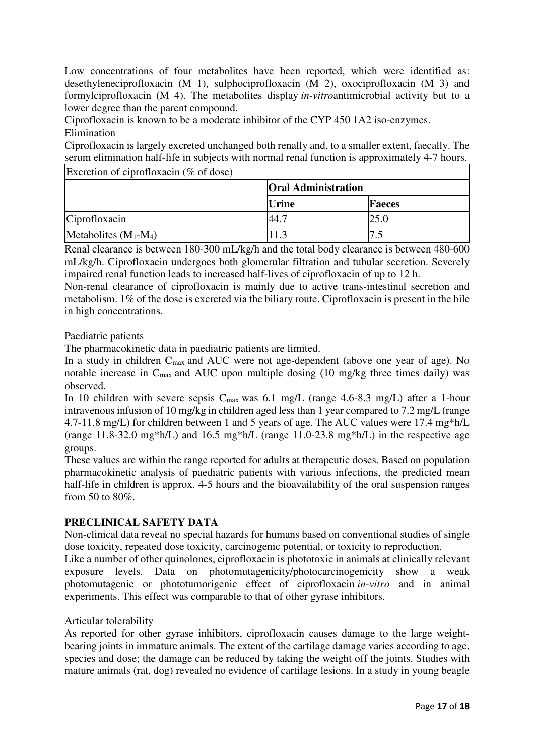Low concentrations of four metabolites have been reported, which were identified as: desethyleneciprofloxacin (M 1), sulphociprofloxacin (M 2), oxociprofloxacin (M 3) and formylciprofloxacin (M 4). The metabolites display *in-vitro*antimicrobial activity but to a lower degree than the parent compound.

Ciprofloxacin is known to be a moderate inhibitor of the CYP 450 1A2 iso-enzymes.

Elimination

Ciprofloxacin is largely excreted unchanged both renally and, to a smaller extent, faecally. The serum elimination half-life in subjects with normal renal function is approximately 4-7 hours.

| Excretion of ciprofloxacin (% of dose) | | |
|---|---|---|
| | **Oral Administration** | |
| | **Urine** | **Faeces** |
| Ciprofloxacin | 44.7 | 25.0 |
| Metabolites ($M_1$-$M_4$) | 11.3 | 7.5 |

Renal clearance is between 180-300 mL/kg/h and the total body clearance is between 480-600 mL/kg/h. Ciprofloxacin undergoes both glomerular filtration and tubular secretion. Severely impaired renal function leads to increased half-lives of ciprofloxacin of up to 12 h.

Non-renal clearance of ciprofloxacin is mainly due to active trans-intestinal secretion and metabolism. 1% of the dose is excreted via the biliary route. Ciprofloxacin is present in the bile in high concentrations.

Paediatric patients

The pharmacokinetic data in paediatric patients are limited.

In a study in children $C_{max}$ and AUC were not age-dependent (above one year of age). No notable increase in $C_{max}$ and AUC upon multiple dosing (10 mg/kg three times daily) was observed.

In 10 children with severe sepsis $C_{max}$ was 6.1 mg/L (range 4.6-8.3 mg/L) after a 1-hour intravenous infusion of 10 mg/kg in children aged less than 1 year compared to 7.2 mg/L (range 4.7-11.8 mg/L) for children between 1 and 5 years of age. The AUC values were 17.4 mg*h/L (range 11.8-32.0 mg*h/L) and 16.5 mg*h/L (range 11.0-23.8 mg*h/L) in the respective age groups.

These values are within the range reported for adults at therapeutic doses. Based on population pharmacokinetic analysis of paediatric patients with various infections, the predicted mean half-life in children is approx. 4-5 hours and the bioavailability of the oral suspension ranges from 50 to 80%.

## PRECLINICAL SAFETY DATA

Non-clinical data reveal no special hazards for humans based on conventional studies of single dose toxicity, repeated dose toxicity, carcinogenic potential, or toxicity to reproduction.

Like a number of other quinolones, ciprofloxacin is phototoxic in animals at clinically relevant exposure levels. Data on photomutagenicity/photocarcinogenicity show a weak photomutagenic or phototumorigenic effect of ciprofloxacin *in-vitro* and in animal experiments. This effect was comparable to that of other gyrase inhibitors.

Articular tolerability

As reported for other gyrase inhibitors, ciprofloxacin causes damage to the large weight-bearing joints in immature animals. The extent of the cartilage damage varies according to age, species and dose; the damage can be reduced by taking the weight off the joints. Studies with mature animals (rat, dog) revealed no evidence of cartilage lesions. In a study in young beagle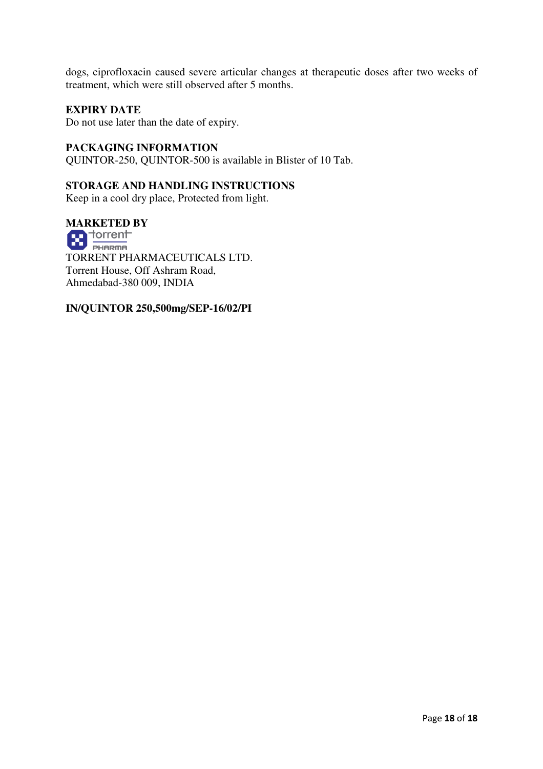dogs, ciprofloxacin caused severe articular changes at therapeutic doses after two weeks of treatment, which were still observed after 5 months.

**EXPIRY DATE**

Do not use later than the date of expiry.

**PACKAGING INFORMATION**

QUINTOR-250, QUINTOR-500 is available in Blister of 10 Tab.

**STORAGE AND HANDLING INSTRUCTIONS**

Keep in a cool dry place, Protected from light.

**MARKETED BY**

torrent PHARMA

TORRENT PHARMACEUTICALS LTD.
Torrent House, Off Ashram Road,
Ahmedabad-380 009, INDIA

**IN/QUINTOR 250,500mg/SEP-16/02/PI**